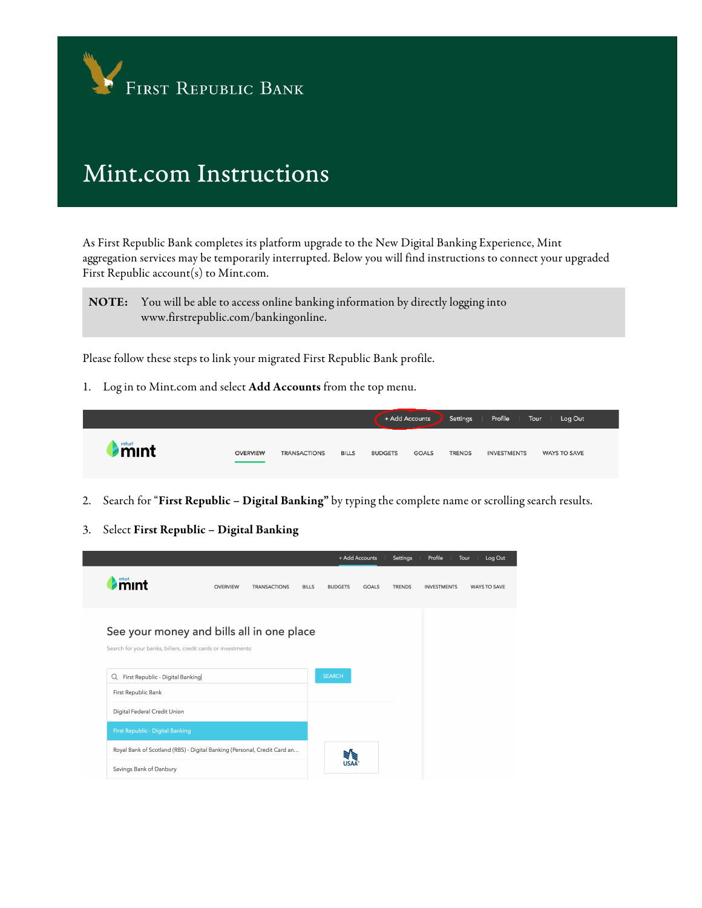# First Republic Bank

# Mint.com Instructions

As First Republic Bank completes its platform upgrade to the New Digital Banking Experience, Mint aggregation services may be temporarily interrupted. Below you will find instructions to connect your upgraded First Republic account(s) to Mint.com.

**NOTE:** You will be able to access online banking information by directly logging into www.firstrepublic.com/bankingonline.

Please follow these steps to link your migrated First Republic Bank profile.

1. Log in to Mint.com and select **Add Accounts** from the top menu.

2. Search for "**First Republic – Digital Banking**" by typing the complete name or scrolling search results.

3. Select **First Republic – Digital Banking**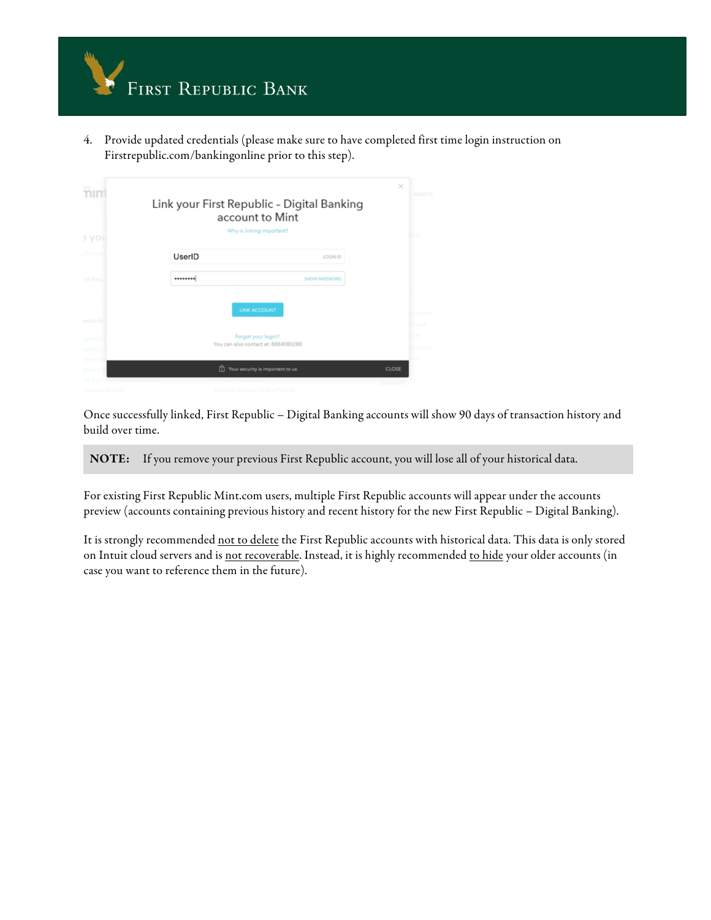4. Provide updated credentials (please make sure to have completed first time login instruction on Firstrepublic.com/bankingonline prior to this step).

Once successfully linked, First Republic – Digital Banking accounts will show 90 days of transaction history and build over time.

**NOTE:** If you remove your previous First Republic account, you will lose all of your historical data.

For existing First Republic Mint.com users, multiple First Republic accounts will appear under the accounts preview (accounts containing previous history and recent history for the new First Republic – Digital Banking).

It is strongly recommended not to delete the First Republic accounts with historical data. This data is only stored on Intuit cloud servers and is not recoverable. Instead, it is highly recommended to hide your older accounts (in case you want to reference them in the future).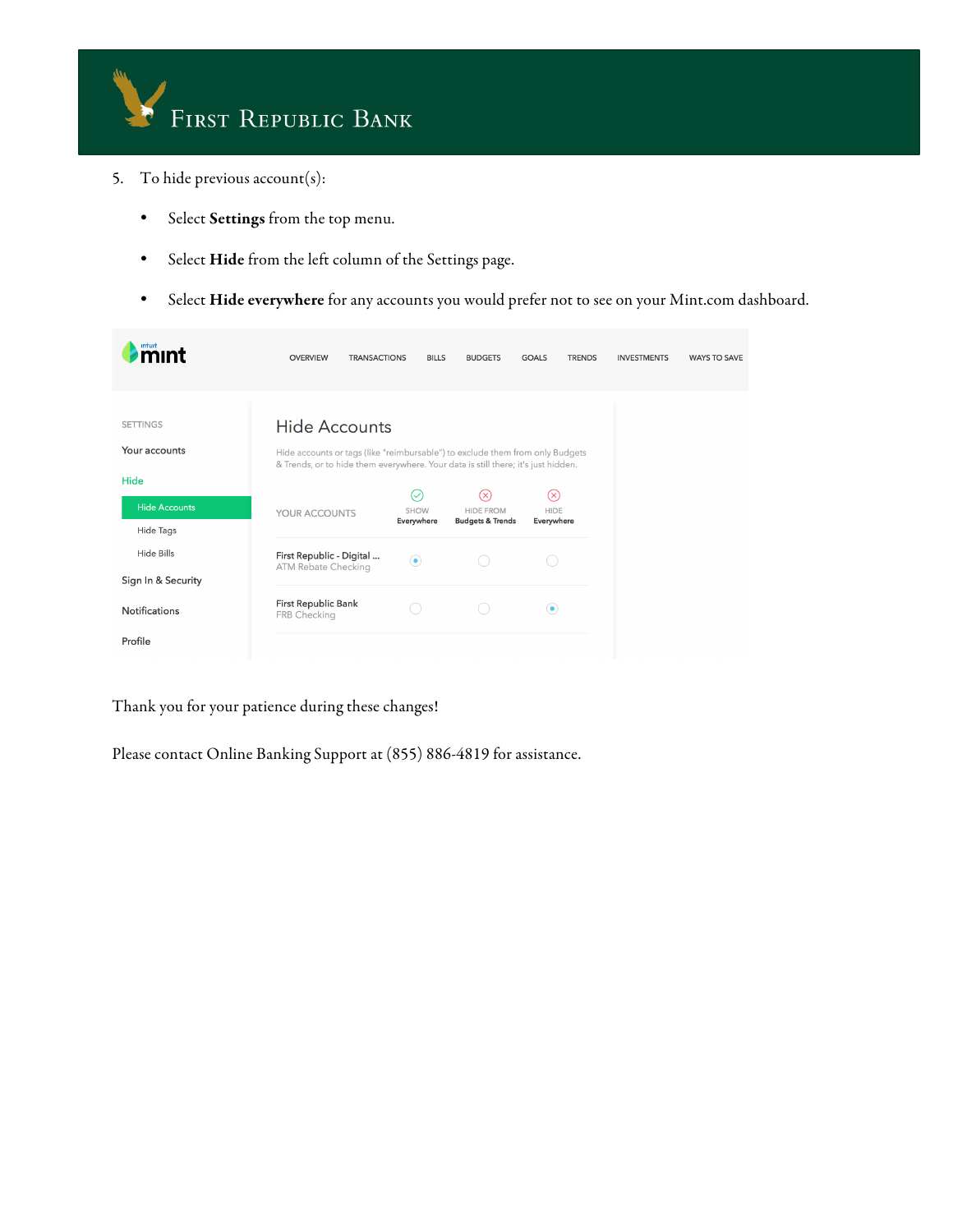5. To hide previous account(s):

   - Select **Settings** from the top menu.
   - Select **Hide** from the left column of the Settings page.
   - Select **Hide everywhere** for any accounts you would prefer not to see on your Mint.com dashboard.

Thank you for your patience during these changes!

Please contact Online Banking Support at (855) 886-4819 for assistance.